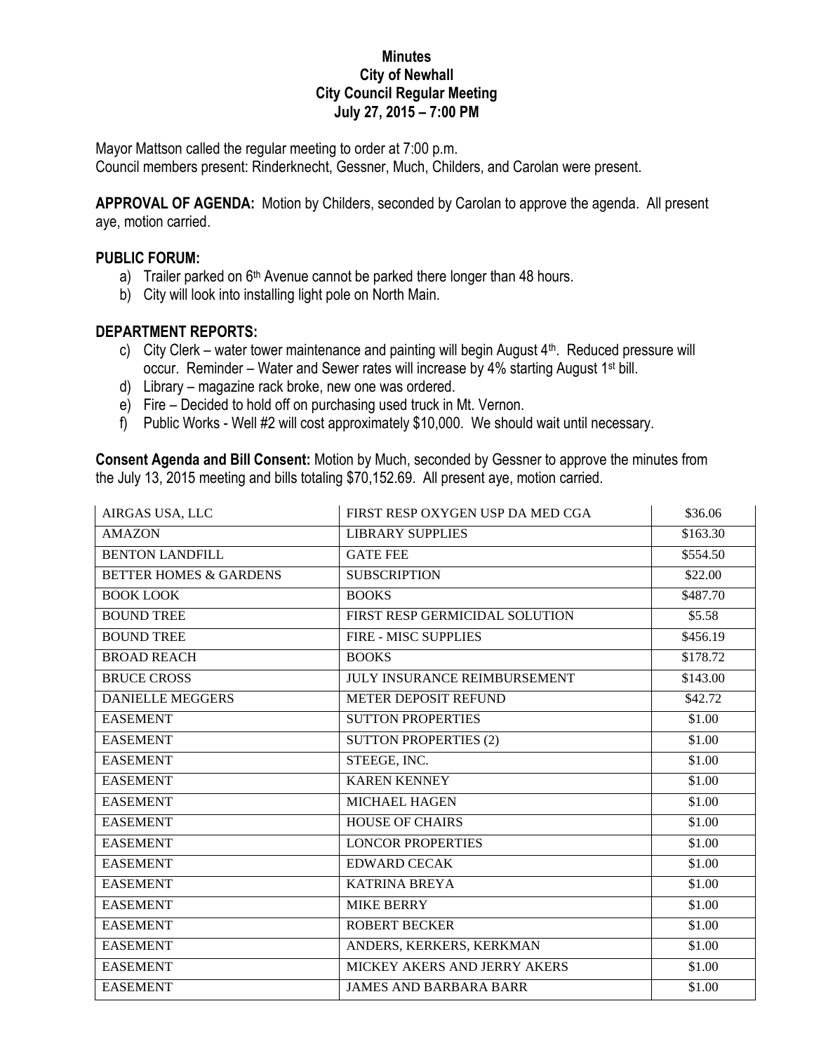**Minutes**
**City of Newhall**
**City Council Regular Meeting**
**July 27, 2015 – 7:00 PM**

Mayor Mattson called the regular meeting to order at 7:00 p.m.
Council members present: Rinderknecht, Gessner, Much, Childers, and Carolan were present.

**APPROVAL OF AGENDA:** Motion by Childers, seconded by Carolan to approve the agenda. All present aye, motion carried.

## PUBLIC FORUM:

a) Trailer parked on 6th Avenue cannot be parked there longer than 48 hours.
b) City will look into installing light pole on North Main.

## DEPARTMENT REPORTS:

c) City Clerk – water tower maintenance and painting will begin August 4th. Reduced pressure will occur. Reminder – Water and Sewer rates will increase by 4% starting August 1st bill.
d) Library – magazine rack broke, new one was ordered.
e) Fire – Decided to hold off on purchasing used truck in Mt. Vernon.
f) Public Works - Well #2 will cost approximately $10,000. We should wait until necessary.

**Consent Agenda and Bill Consent:** Motion by Much, seconded by Gessner to approve the minutes from the July 13, 2015 meeting and bills totaling $70,152.69. All present aye, motion carried.

| | | |
|---|---|---|
| AIRGAS USA, LLC | FIRST RESP OXYGEN USP DA MED CGA | $36.06 |
| AMAZON | LIBRARY SUPPLIES | $163.30 |
| BENTON LANDFILL | GATE FEE | $554.50 |
| BETTER HOMES & GARDENS | SUBSCRIPTION | $22.00 |
| BOOK LOOK | BOOKS | $487.70 |
| BOUND TREE | FIRST RESP GERMICIDAL SOLUTION | $5.58 |
| BOUND TREE | FIRE - MISC SUPPLIES | $456.19 |
| BROAD REACH | BOOKS | $178.72 |
| BRUCE CROSS | JULY INSURANCE REIMBURSEMENT | $143.00 |
| DANIELLE MEGGERS | METER DEPOSIT REFUND | $42.72 |
| EASEMENT | SUTTON PROPERTIES | $1.00 |
| EASEMENT | SUTTON PROPERTIES (2) | $1.00 |
| EASEMENT | STEEGE, INC. | $1.00 |
| EASEMENT | KAREN KENNEY | $1.00 |
| EASEMENT | MICHAEL HAGEN | $1.00 |
| EASEMENT | HOUSE OF CHAIRS | $1.00 |
| EASEMENT | LONCOR PROPERTIES | $1.00 |
| EASEMENT | EDWARD CECAK | $1.00 |
| EASEMENT | KATRINA BREYA | $1.00 |
| EASEMENT | MIKE BERRY | $1.00 |
| EASEMENT | ROBERT BECKER | $1.00 |
| EASEMENT | ANDERS, KERKERS, KERKMAN | $1.00 |
| EASEMENT | MICKEY AKERS AND JERRY AKERS | $1.00 |
| EASEMENT | JAMES AND BARBARA BARR | $1.00 |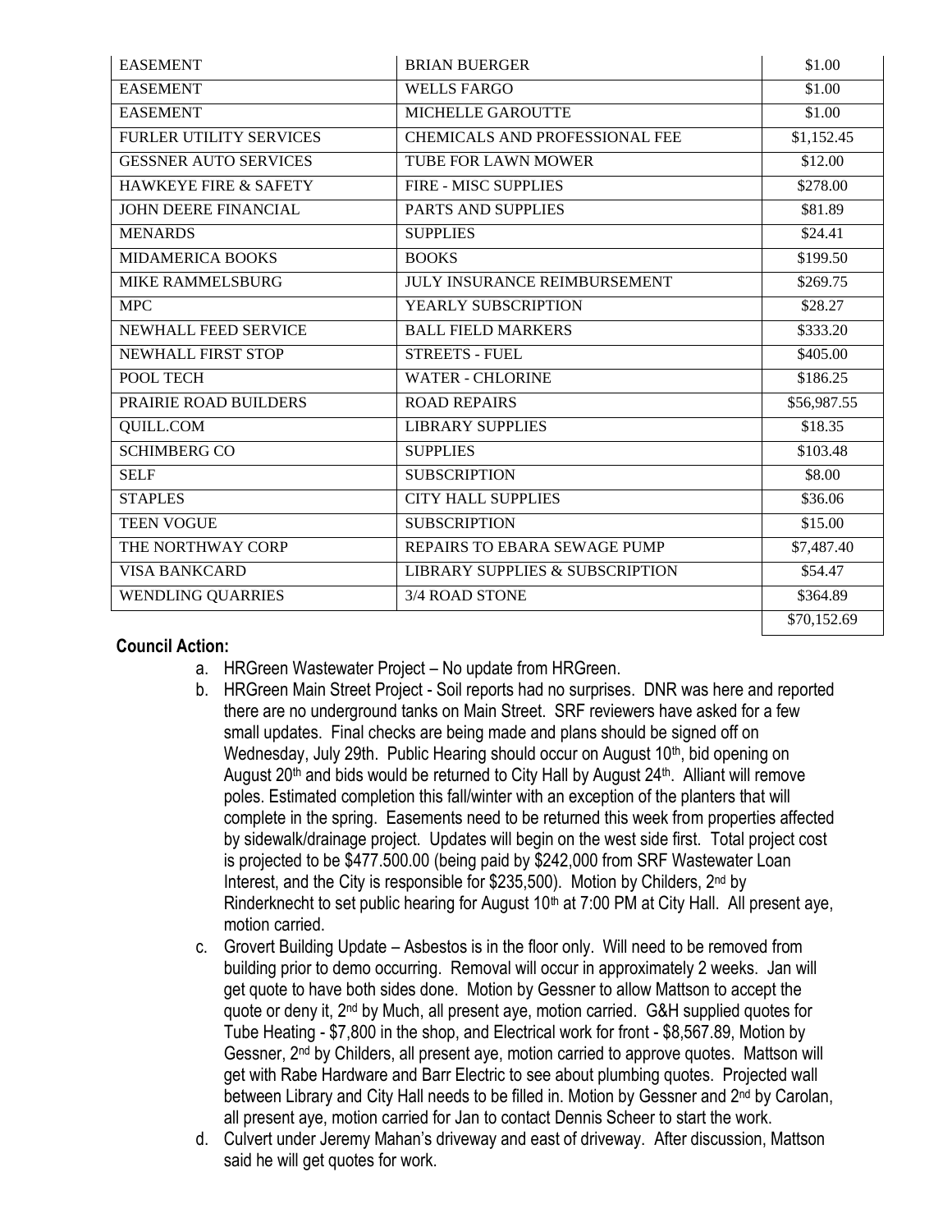| EASEMENT | BRIAN BUERGER | $1.00 |
|---|---|---|
| EASEMENT | WELLS FARGO | $1.00 |
| EASEMENT | MICHELLE GAROUTTE | $1.00 |
| FURLER UTILITY SERVICES | CHEMICALS AND PROFESSIONAL FEE | $1,152.45 |
| GESSNER AUTO SERVICES | TUBE FOR LAWN MOWER | $12.00 |
| HAWKEYE FIRE & SAFETY | FIRE - MISC SUPPLIES | $278.00 |
| JOHN DEERE FINANCIAL | PARTS AND SUPPLIES | $81.89 |
| MENARDS | SUPPLIES | $24.41 |
| MIDAMERICA BOOKS | BOOKS | $199.50 |
| MIKE RAMMELSBURG | JULY INSURANCE REIMBURSEMENT | $269.75 |
| MPC | YEARLY SUBSCRIPTION | $28.27 |
| NEWHALL FEED SERVICE | BALL FIELD MARKERS | $333.20 |
| NEWHALL FIRST STOP | STREETS - FUEL | $405.00 |
| POOL TECH | WATER - CHLORINE | $186.25 |
| PRAIRIE ROAD BUILDERS | ROAD REPAIRS | $56,987.55 |
| QUILL.COM | LIBRARY SUPPLIES | $18.35 |
| SCHIMBERG CO | SUPPLIES | $103.48 |
| SELF | SUBSCRIPTION | $8.00 |
| STAPLES | CITY HALL SUPPLIES | $36.06 |
| TEEN VOGUE | SUBSCRIPTION | $15.00 |
| THE NORTHWAY CORP | REPAIRS TO EBARA SEWAGE PUMP | $7,487.40 |
| VISA BANKCARD | LIBRARY SUPPLIES & SUBSCRIPTION | $54.47 |
| WENDLING QUARRIES | 3/4 ROAD STONE | $364.89 |
| | | $70,152.69 |

**Council Action:**

a. HRGreen Wastewater Project – No update from HRGreen.

b. HRGreen Main Street Project - Soil reports had no surprises. DNR was here and reported there are no underground tanks on Main Street. SRF reviewers have asked for a few small updates. Final checks are being made and plans should be signed off on Wednesday, July 29th. Public Hearing should occur on August 10th, bid opening on August 20th and bids would be returned to City Hall by August 24th. Alliant will remove poles. Estimated completion this fall/winter with an exception of the planters that will complete in the spring. Easements need to be returned this week from properties affected by sidewalk/drainage project. Updates will begin on the west side first. Total project cost is projected to be $477.500.00 (being paid by $242,000 from SRF Wastewater Loan Interest, and the City is responsible for $235,500). Motion by Childers, 2nd by Rinderknecht to set public hearing for August 10th at 7:00 PM at City Hall. All present aye, motion carried.

c. Grovert Building Update – Asbestos is in the floor only. Will need to be removed from building prior to demo occurring. Removal will occur in approximately 2 weeks. Jan will get quote to have both sides done. Motion by Gessner to allow Mattson to accept the quote or deny it, 2nd by Much, all present aye, motion carried. G&H supplied quotes for Tube Heating - $7,800 in the shop, and Electrical work for front - $8,567.89, Motion by Gessner, 2nd by Childers, all present aye, motion carried to approve quotes. Mattson will get with Rabe Hardware and Barr Electric to see about plumbing quotes. Projected wall between Library and City Hall needs to be filled in. Motion by Gessner and 2nd by Carolan, all present aye, motion carried for Jan to contact Dennis Scheer to start the work.

d. Culvert under Jeremy Mahan's driveway and east of driveway. After discussion, Mattson said he will get quotes for work.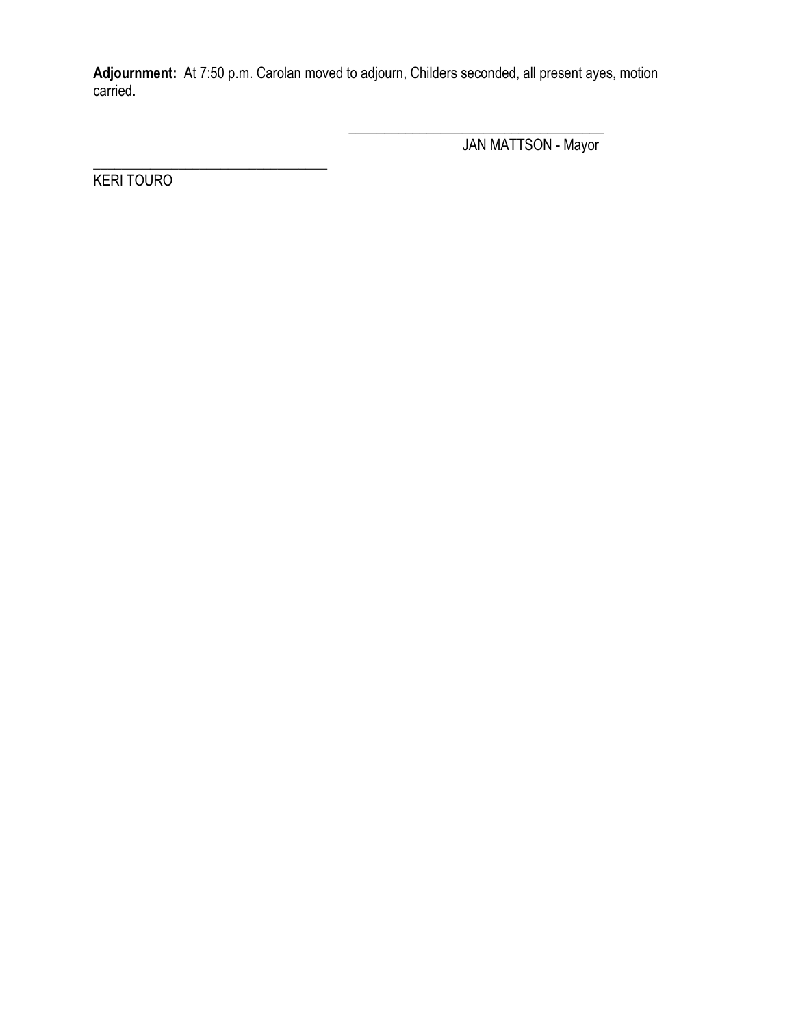**Adjournment:** At 7:50 p.m. Carolan moved to adjourn, Childers seconded, all present ayes, motion carried.

\_\_\_\_\_\_\_\_\_\_\_\_\_\_\_\_\_\_\_\_\_\_\_\_\_\_\_\_\_\_\_\_\_\_\_\_\_\_

JAN MATTSON - Mayor

\_\_\_\_\_\_\_\_\_\_\_\_\_\_\_\_\_\_\_\_\_\_\_\_\_\_\_\_\_\_\_\_\_\_\_\_

KERI TOURO